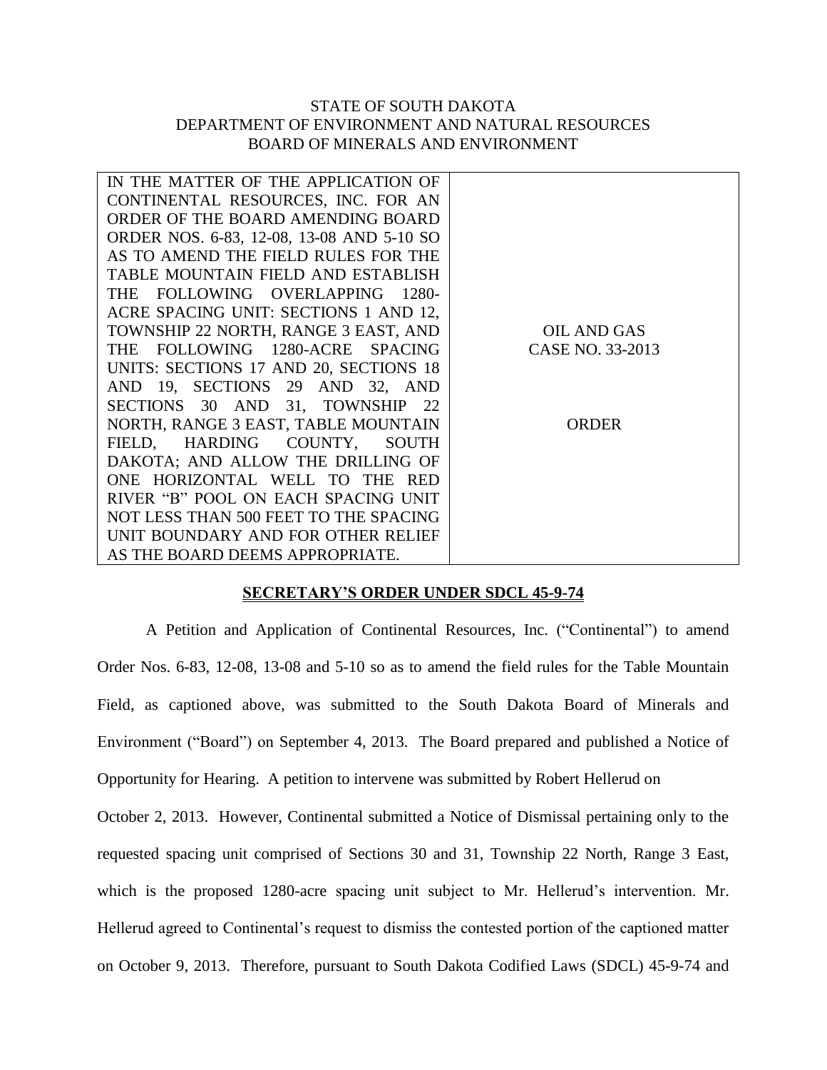STATE OF SOUTH DAKOTA
DEPARTMENT OF ENVIRONMENT AND NATURAL RESOURCES
BOARD OF MINERALS AND ENVIRONMENT

| IN THE MATTER OF THE APPLICATION OF CONTINENTAL RESOURCES, INC. FOR AN ORDER OF THE BOARD AMENDING BOARD ORDER NOS. 6-83, 12-08, 13-08 AND 5-10 SO AS TO AMEND THE FIELD RULES FOR THE TABLE MOUNTAIN FIELD AND ESTABLISH THE FOLLOWING OVERLAPPING 1280-ACRE SPACING UNIT: SECTIONS 1 AND 12, TOWNSHIP 22 NORTH, RANGE 3 EAST, AND THE FOLLOWING 1280-ACRE SPACING UNITS: SECTIONS 17 AND 20, SECTIONS 18 AND 19, SECTIONS 29 AND 32, AND SECTIONS 30 AND 31, TOWNSHIP 22 NORTH, RANGE 3 EAST, TABLE MOUNTAIN FIELD, HARDING COUNTY, SOUTH DAKOTA; AND ALLOW THE DRILLING OF ONE HORIZONTAL WELL TO THE RED RIVER "B" POOL ON EACH SPACING UNIT NOT LESS THAN 500 FEET TO THE SPACING UNIT BOUNDARY AND FOR OTHER RELIEF AS THE BOARD DEEMS APPROPRIATE. | OIL AND GAS CASE NO. 33-2013<br><br>ORDER |
|---|---|

**SECRETARY'S ORDER UNDER SDCL 45-9-74**

A Petition and Application of Continental Resources, Inc. ("Continental") to amend Order Nos. 6-83, 12-08, 13-08 and 5-10 so as to amend the field rules for the Table Mountain Field, as captioned above, was submitted to the South Dakota Board of Minerals and Environment ("Board") on September 4, 2013. The Board prepared and published a Notice of Opportunity for Hearing. A petition to intervene was submitted by Robert Hellerud on October 2, 2013. However, Continental submitted a Notice of Dismissal pertaining only to the requested spacing unit comprised of Sections 30 and 31, Township 22 North, Range 3 East, which is the proposed 1280-acre spacing unit subject to Mr. Hellerud's intervention. Mr. Hellerud agreed to Continental's request to dismiss the contested portion of the captioned matter on October 9, 2013. Therefore, pursuant to South Dakota Codified Laws (SDCL) 45-9-74 and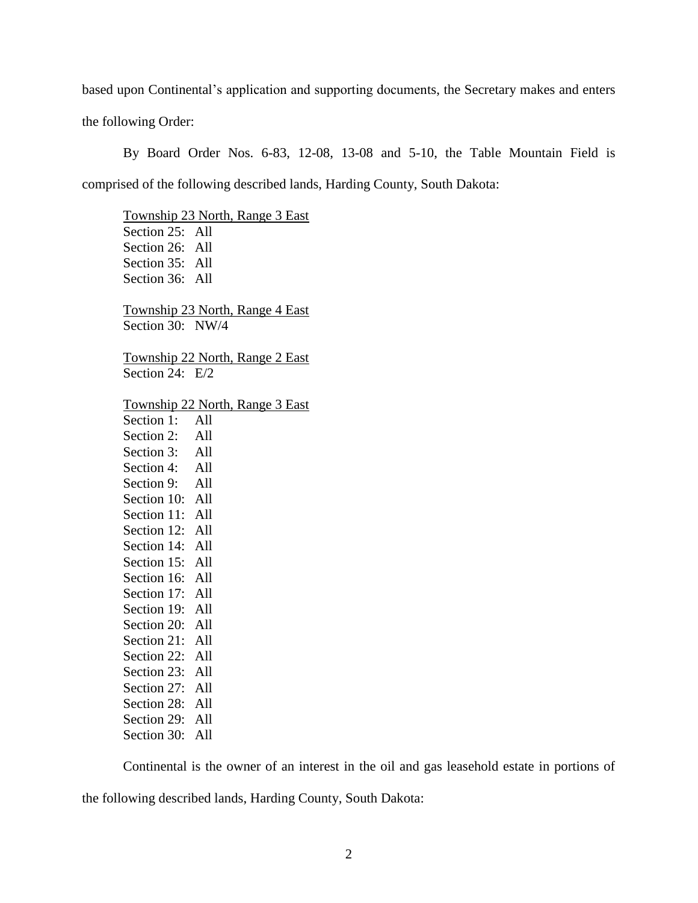based upon Continental's application and supporting documents, the Secretary makes and enters the following Order:

By Board Order Nos. 6-83, 12-08, 13-08 and 5-10, the Table Mountain Field is comprised of the following described lands, Harding County, South Dakota:

<u>Township 23 North, Range 3 East</u>
Section 25: All
Section 26: All
Section 35: All
Section 36: All

<u>Township 23 North, Range 4 East</u>
Section 30: NW/4

<u>Township 22 North, Range 2 East</u>
Section 24: E/2

<u>Township 22 North, Range 3 East</u>
Section 1: All
Section 2: All
Section 3: All
Section 4: All
Section 9: All
Section 10: All
Section 11: All
Section 12: All
Section 14: All
Section 15: All
Section 16: All
Section 17: All
Section 19: All
Section 20: All
Section 21: All
Section 22: All
Section 23: All
Section 27: All
Section 28: All
Section 29: All
Section 30: All

Continental is the owner of an interest in the oil and gas leasehold estate in portions of the following described lands, Harding County, South Dakota: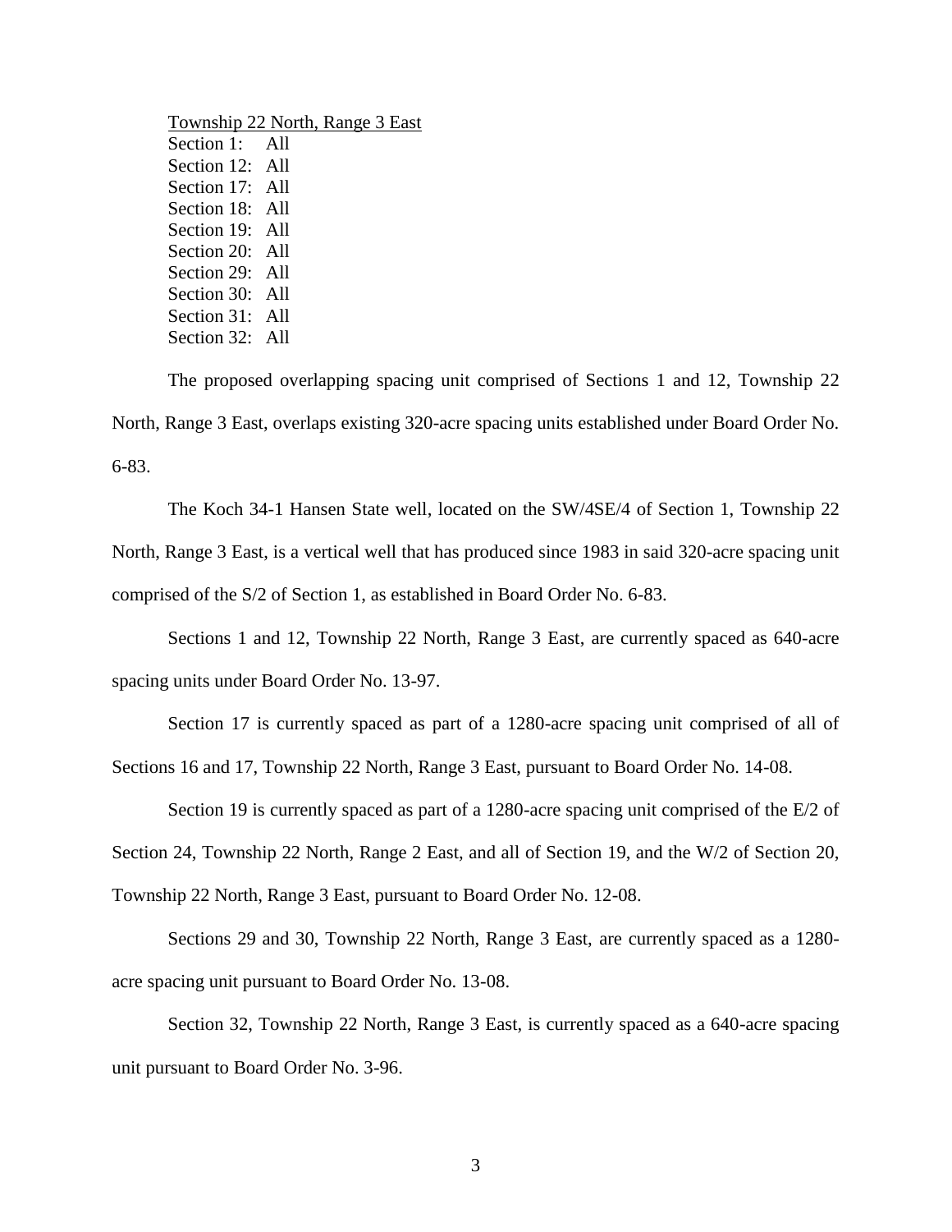<u>Township 22 North, Range 3 East</u>
Section 1: All
Section 12: All
Section 17: All
Section 18: All
Section 19: All
Section 20: All
Section 29: All
Section 30: All
Section 31: All
Section 32: All

The proposed overlapping spacing unit comprised of Sections 1 and 12, Township 22 North, Range 3 East, overlaps existing 320-acre spacing units established under Board Order No. 6-83.

The Koch 34-1 Hansen State well, located on the SW/4SE/4 of Section 1, Township 22 North, Range 3 East, is a vertical well that has produced since 1983 in said 320-acre spacing unit comprised of the S/2 of Section 1, as established in Board Order No. 6-83.

Sections 1 and 12, Township 22 North, Range 3 East, are currently spaced as 640-acre spacing units under Board Order No. 13-97.

Section 17 is currently spaced as part of a 1280-acre spacing unit comprised of all of Sections 16 and 17, Township 22 North, Range 3 East, pursuant to Board Order No. 14-08.

Section 19 is currently spaced as part of a 1280-acre spacing unit comprised of the E/2 of Section 24, Township 22 North, Range 2 East, and all of Section 19, and the W/2 of Section 20, Township 22 North, Range 3 East, pursuant to Board Order No. 12-08.

Sections 29 and 30, Township 22 North, Range 3 East, are currently spaced as a 1280-acre spacing unit pursuant to Board Order No. 13-08.

Section 32, Township 22 North, Range 3 East, is currently spaced as a 640-acre spacing unit pursuant to Board Order No. 3-96.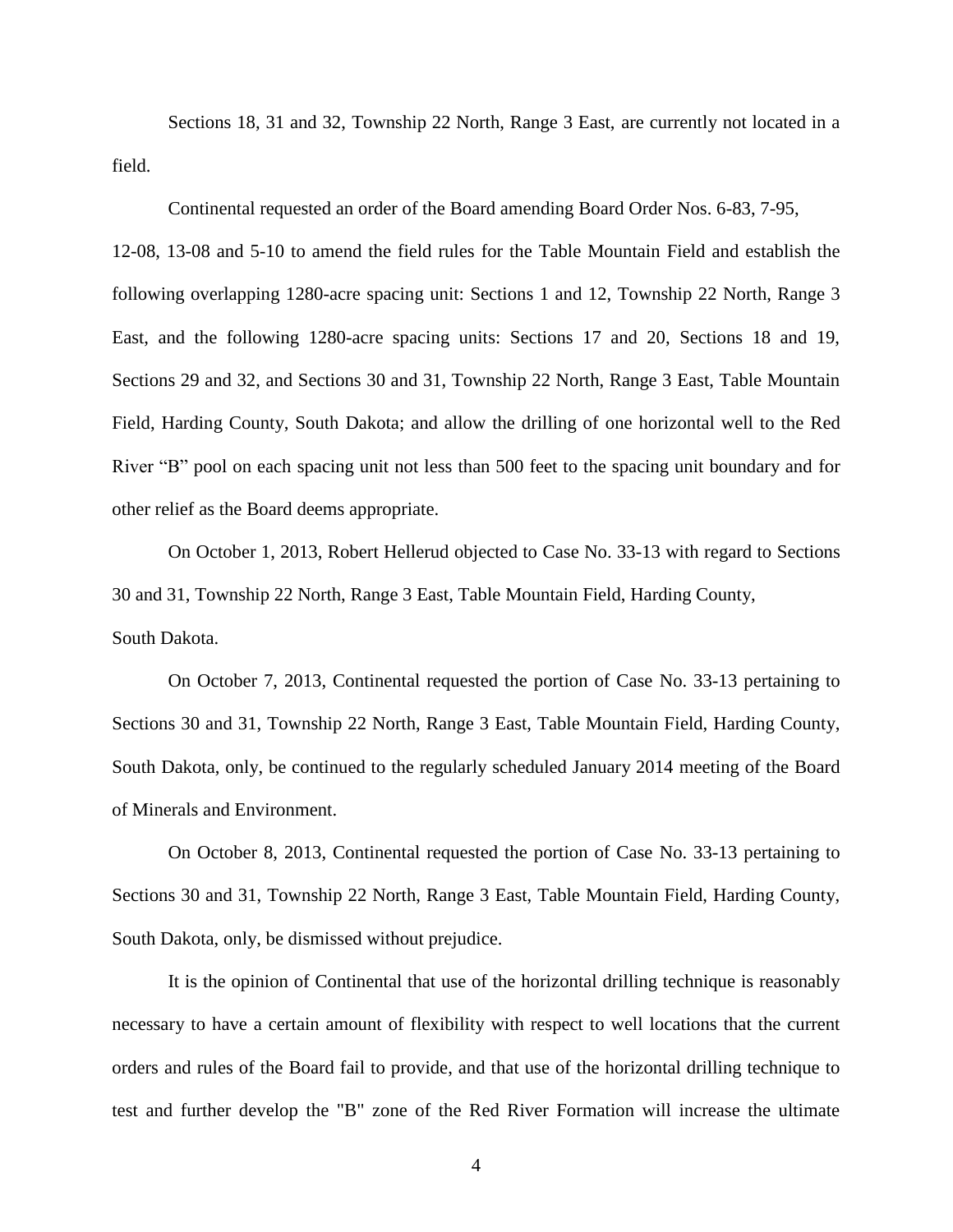Sections 18, 31 and 32, Township 22 North, Range 3 East, are currently not located in a field.

Continental requested an order of the Board amending Board Order Nos. 6-83, 7-95, 12-08, 13-08 and 5-10 to amend the field rules for the Table Mountain Field and establish the following overlapping 1280-acre spacing unit: Sections 1 and 12, Township 22 North, Range 3 East, and the following 1280-acre spacing units: Sections 17 and 20, Sections 18 and 19, Sections 29 and 32, and Sections 30 and 31, Township 22 North, Range 3 East, Table Mountain Field, Harding County, South Dakota; and allow the drilling of one horizontal well to the Red River "B" pool on each spacing unit not less than 500 feet to the spacing unit boundary and for other relief as the Board deems appropriate.

On October 1, 2013, Robert Hellerud objected to Case No. 33-13 with regard to Sections 30 and 31, Township 22 North, Range 3 East, Table Mountain Field, Harding County, South Dakota.

On October 7, 2013, Continental requested the portion of Case No. 33-13 pertaining to Sections 30 and 31, Township 22 North, Range 3 East, Table Mountain Field, Harding County, South Dakota, only, be continued to the regularly scheduled January 2014 meeting of the Board of Minerals and Environment.

On October 8, 2013, Continental requested the portion of Case No. 33-13 pertaining to Sections 30 and 31, Township 22 North, Range 3 East, Table Mountain Field, Harding County, South Dakota, only, be dismissed without prejudice.

It is the opinion of Continental that use of the horizontal drilling technique is reasonably necessary to have a certain amount of flexibility with respect to well locations that the current orders and rules of the Board fail to provide, and that use of the horizontal drilling technique to test and further develop the "B" zone of the Red River Formation will increase the ultimate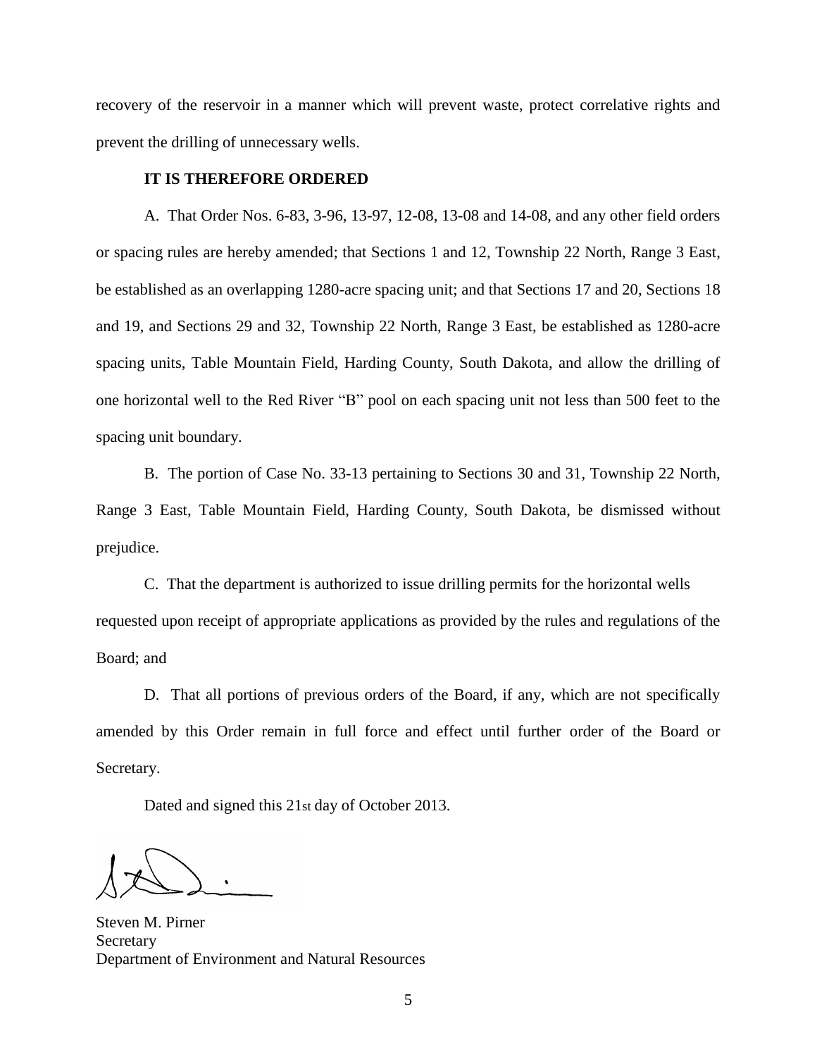recovery of the reservoir in a manner which will prevent waste, protect correlative rights and prevent the drilling of unnecessary wells.

**IT IS THEREFORE ORDERED**

A. That Order Nos. 6-83, 3-96, 13-97, 12-08, 13-08 and 14-08, and any other field orders or spacing rules are hereby amended; that Sections 1 and 12, Township 22 North, Range 3 East, be established as an overlapping 1280-acre spacing unit; and that Sections 17 and 20, Sections 18 and 19, and Sections 29 and 32, Township 22 North, Range 3 East, be established as 1280-acre spacing units, Table Mountain Field, Harding County, South Dakota, and allow the drilling of one horizontal well to the Red River "B" pool on each spacing unit not less than 500 feet to the spacing unit boundary.

B. The portion of Case No. 33-13 pertaining to Sections 30 and 31, Township 22 North, Range 3 East, Table Mountain Field, Harding County, South Dakota, be dismissed without prejudice.

C. That the department is authorized to issue drilling permits for the horizontal wells requested upon receipt of appropriate applications as provided by the rules and regulations of the Board; and

D. That all portions of previous orders of the Board, if any, which are not specifically amended by this Order remain in full force and effect until further order of the Board or Secretary.

Dated and signed this 21st day of October 2013.

Steven M. Pirner
Secretary
Department of Environment and Natural Resources